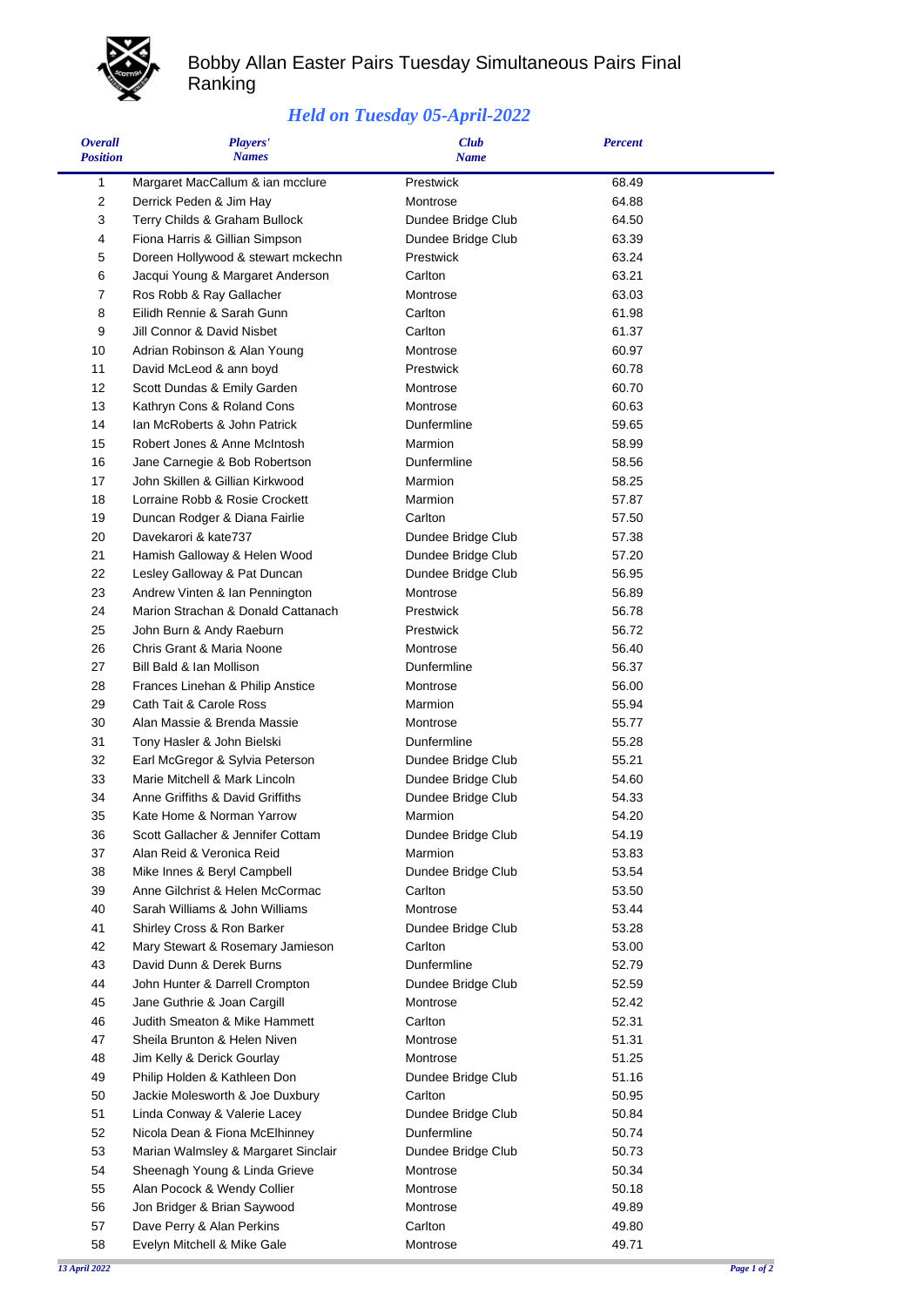# Bobby Allan Easter Pairs Tuesday Simultaneous Pairs Final Ranking

## *Held on Tuesday 05-April-2022*

| Overall Position | Players' Names | Club Name | Percent |
|---|---|---|---|
| 1 | Margaret MacCallum & ian mcclure | Prestwick | 68.49 |
| 2 | Derrick Peden & Jim Hay | Montrose | 64.88 |
| 3 | Terry Childs & Graham Bullock | Dundee Bridge Club | 64.50 |
| 4 | Fiona Harris & Gillian Simpson | Dundee Bridge Club | 63.39 |
| 5 | Doreen Hollywood & stewart mckechn | Prestwick | 63.24 |
| 6 | Jacqui Young & Margaret Anderson | Carlton | 63.21 |
| 7 | Ros Robb & Ray Gallacher | Montrose | 63.03 |
| 8 | Eilidh Rennie & Sarah Gunn | Carlton | 61.98 |
| 9 | Jill Connor & David Nisbet | Carlton | 61.37 |
| 10 | Adrian Robinson & Alan Young | Montrose | 60.97 |
| 11 | David McLeod & ann boyd | Prestwick | 60.78 |
| 12 | Scott Dundas & Emily Garden | Montrose | 60.70 |
| 13 | Kathryn Cons & Roland Cons | Montrose | 60.63 |
| 14 | Ian McRoberts & John Patrick | Dunfermline | 59.65 |
| 15 | Robert Jones & Anne McIntosh | Marmion | 58.99 |
| 16 | Jane Carnegie & Bob Robertson | Dunfermline | 58.56 |
| 17 | John Skillen & Gillian Kirkwood | Marmion | 58.25 |
| 18 | Lorraine Robb & Rosie Crockett | Marmion | 57.87 |
| 19 | Duncan Rodger & Diana Fairlie | Carlton | 57.50 |
| 20 | Davekarori & kate737 | Dundee Bridge Club | 57.38 |
| 21 | Hamish Galloway & Helen Wood | Dundee Bridge Club | 57.20 |
| 22 | Lesley Galloway & Pat Duncan | Dundee Bridge Club | 56.95 |
| 23 | Andrew Vinten & Ian Pennington | Montrose | 56.89 |
| 24 | Marion Strachan & Donald Cattanach | Prestwick | 56.78 |
| 25 | John Burn & Andy Raeburn | Prestwick | 56.72 |
| 26 | Chris Grant & Maria Noone | Montrose | 56.40 |
| 27 | Bill Bald & Ian Mollison | Dunfermline | 56.37 |
| 28 | Frances Linehan & Philip Anstice | Montrose | 56.00 |
| 29 | Cath Tait & Carole Ross | Marmion | 55.94 |
| 30 | Alan Massie & Brenda Massie | Montrose | 55.77 |
| 31 | Tony Hasler & John Bielski | Dunfermline | 55.28 |
| 32 | Earl McGregor & Sylvia Peterson | Dundee Bridge Club | 55.21 |
| 33 | Marie Mitchell & Mark Lincoln | Dundee Bridge Club | 54.60 |
| 34 | Anne Griffiths & David Griffiths | Dundee Bridge Club | 54.33 |
| 35 | Kate Home & Norman Yarrow | Marmion | 54.20 |
| 36 | Scott Gallacher & Jennifer Cottam | Dundee Bridge Club | 54.19 |
| 37 | Alan Reid & Veronica Reid | Marmion | 53.83 |
| 38 | Mike Innes & Beryl Campbell | Dundee Bridge Club | 53.54 |
| 39 | Anne Gilchrist & Helen McCormac | Carlton | 53.50 |
| 40 | Sarah Williams & John Williams | Montrose | 53.44 |
| 41 | Shirley Cross & Ron Barker | Dundee Bridge Club | 53.28 |
| 42 | Mary Stewart & Rosemary Jamieson | Carlton | 53.00 |
| 43 | David Dunn & Derek Burns | Dunfermline | 52.79 |
| 44 | John Hunter & Darrell Crompton | Dundee Bridge Club | 52.59 |
| 45 | Jane Guthrie & Joan Cargill | Montrose | 52.42 |
| 46 | Judith Smeaton & Mike Hammett | Carlton | 52.31 |
| 47 | Sheila Brunton & Helen Niven | Montrose | 51.31 |
| 48 | Jim Kelly & Derick Gourlay | Montrose | 51.25 |
| 49 | Philip Holden & Kathleen Don | Dundee Bridge Club | 51.16 |
| 50 | Jackie Molesworth & Joe Duxbury | Carlton | 50.95 |
| 51 | Linda Conway & Valerie Lacey | Dundee Bridge Club | 50.84 |
| 52 | Nicola Dean & Fiona McElhinney | Dunfermline | 50.74 |
| 53 | Marian Walmsley & Margaret Sinclair | Dundee Bridge Club | 50.73 |
| 54 | Sheenagh Young & Linda Grieve | Montrose | 50.34 |
| 55 | Alan Pocock & Wendy Collier | Montrose | 50.18 |
| 56 | Jon Bridger & Brian Saywood | Montrose | 49.89 |
| 57 | Dave Perry & Alan Perkins | Carlton | 49.80 |
| 58 | Evelyn Mitchell & Mike Gale | Montrose | 49.71 |

*13 April 2022*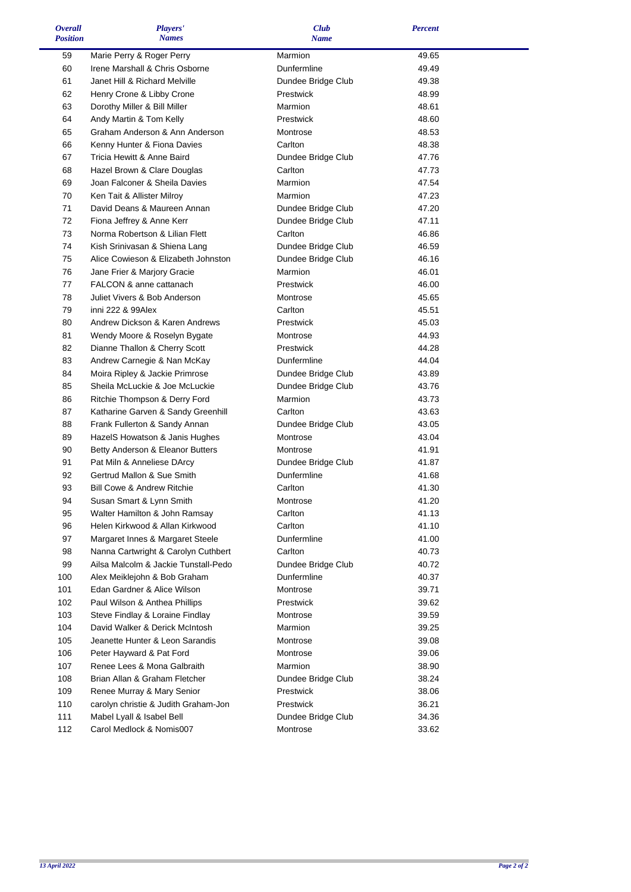| Overall Position | Players' Names | Club Name | Percent |
|---|---|---|---|
| 59 | Marie Perry & Roger Perry | Marmion | 49.65 |
| 60 | Irene Marshall & Chris Osborne | Dunfermline | 49.49 |
| 61 | Janet Hill & Richard Melville | Dundee Bridge Club | 49.38 |
| 62 | Henry Crone & Libby Crone | Prestwick | 48.99 |
| 63 | Dorothy Miller & Bill Miller | Marmion | 48.61 |
| 64 | Andy Martin & Tom Kelly | Prestwick | 48.60 |
| 65 | Graham Anderson & Ann Anderson | Montrose | 48.53 |
| 66 | Kenny Hunter & Fiona Davies | Carlton | 48.38 |
| 67 | Tricia Hewitt & Anne Baird | Dundee Bridge Club | 47.76 |
| 68 | Hazel Brown & Clare Douglas | Carlton | 47.73 |
| 69 | Joan Falconer & Sheila Davies | Marmion | 47.54 |
| 70 | Ken Tait & Allister Milroy | Marmion | 47.23 |
| 71 | David Deans & Maureen Annan | Dundee Bridge Club | 47.20 |
| 72 | Fiona Jeffrey & Anne Kerr | Dundee Bridge Club | 47.11 |
| 73 | Norma Robertson & Lilian Flett | Carlton | 46.86 |
| 74 | Kish Srinivasan & Shiena Lang | Dundee Bridge Club | 46.59 |
| 75 | Alice Cowieson & Elizabeth Johnston | Dundee Bridge Club | 46.16 |
| 76 | Jane Frier & Marjory Gracie | Marmion | 46.01 |
| 77 | FALCON & anne cattanach | Prestwick | 46.00 |
| 78 | Juliet Vivers & Bob Anderson | Montrose | 45.65 |
| 79 | inni 222 & 99Alex | Carlton | 45.51 |
| 80 | Andrew Dickson & Karen Andrews | Prestwick | 45.03 |
| 81 | Wendy Moore & Roselyn Bygate | Montrose | 44.93 |
| 82 | Dianne Thallon & Cherry Scott | Prestwick | 44.28 |
| 83 | Andrew Carnegie & Nan McKay | Dunfermline | 44.04 |
| 84 | Moira Ripley & Jackie Primrose | Dundee Bridge Club | 43.89 |
| 85 | Sheila McLuckie & Joe McLuckie | Dundee Bridge Club | 43.76 |
| 86 | Ritchie Thompson & Derry Ford | Marmion | 43.73 |
| 87 | Katharine Garven & Sandy Greenhill | Carlton | 43.63 |
| 88 | Frank Fullerton & Sandy Annan | Dundee Bridge Club | 43.05 |
| 89 | HazelS Howatson & Janis Hughes | Montrose | 43.04 |
| 90 | Betty Anderson & Eleanor Butters | Montrose | 41.91 |
| 91 | Pat Miln & Anneliese DArcy | Dundee Bridge Club | 41.87 |
| 92 | Gertrud Mallon & Sue Smith | Dunfermline | 41.68 |
| 93 | Bill Cowe & Andrew Ritchie | Carlton | 41.30 |
| 94 | Susan Smart & Lynn Smith | Montrose | 41.20 |
| 95 | Walter Hamilton & John Ramsay | Carlton | 41.13 |
| 96 | Helen Kirkwood & Allan Kirkwood | Carlton | 41.10 |
| 97 | Margaret Innes & Margaret Steele | Dunfermline | 41.00 |
| 98 | Nanna Cartwright & Carolyn Cuthbert | Carlton | 40.73 |
| 99 | Ailsa Malcolm & Jackie Tunstall-Pedo | Dundee Bridge Club | 40.72 |
| 100 | Alex Meiklejohn & Bob Graham | Dunfermline | 40.37 |
| 101 | Edan Gardner & Alice Wilson | Montrose | 39.71 |
| 102 | Paul Wilson & Anthea Phillips | Prestwick | 39.62 |
| 103 | Steve Findlay & Loraine Findlay | Montrose | 39.59 |
| 104 | David Walker & Derick McIntosh | Marmion | 39.25 |
| 105 | Jeanette Hunter & Leon Sarandis | Montrose | 39.08 |
| 106 | Peter Hayward & Pat Ford | Montrose | 39.06 |
| 107 | Renee Lees & Mona Galbraith | Marmion | 38.90 |
| 108 | Brian Allan & Graham Fletcher | Dundee Bridge Club | 38.24 |
| 109 | Renee Murray & Mary Senior | Prestwick | 38.06 |
| 110 | carolyn christie & Judith Graham-Jon | Prestwick | 36.21 |
| 111 | Mabel Lyall & Isabel Bell | Dundee Bridge Club | 34.36 |
| 112 | Carol Medlock & Nomis007 | Montrose | 33.62 |

13 April 2022